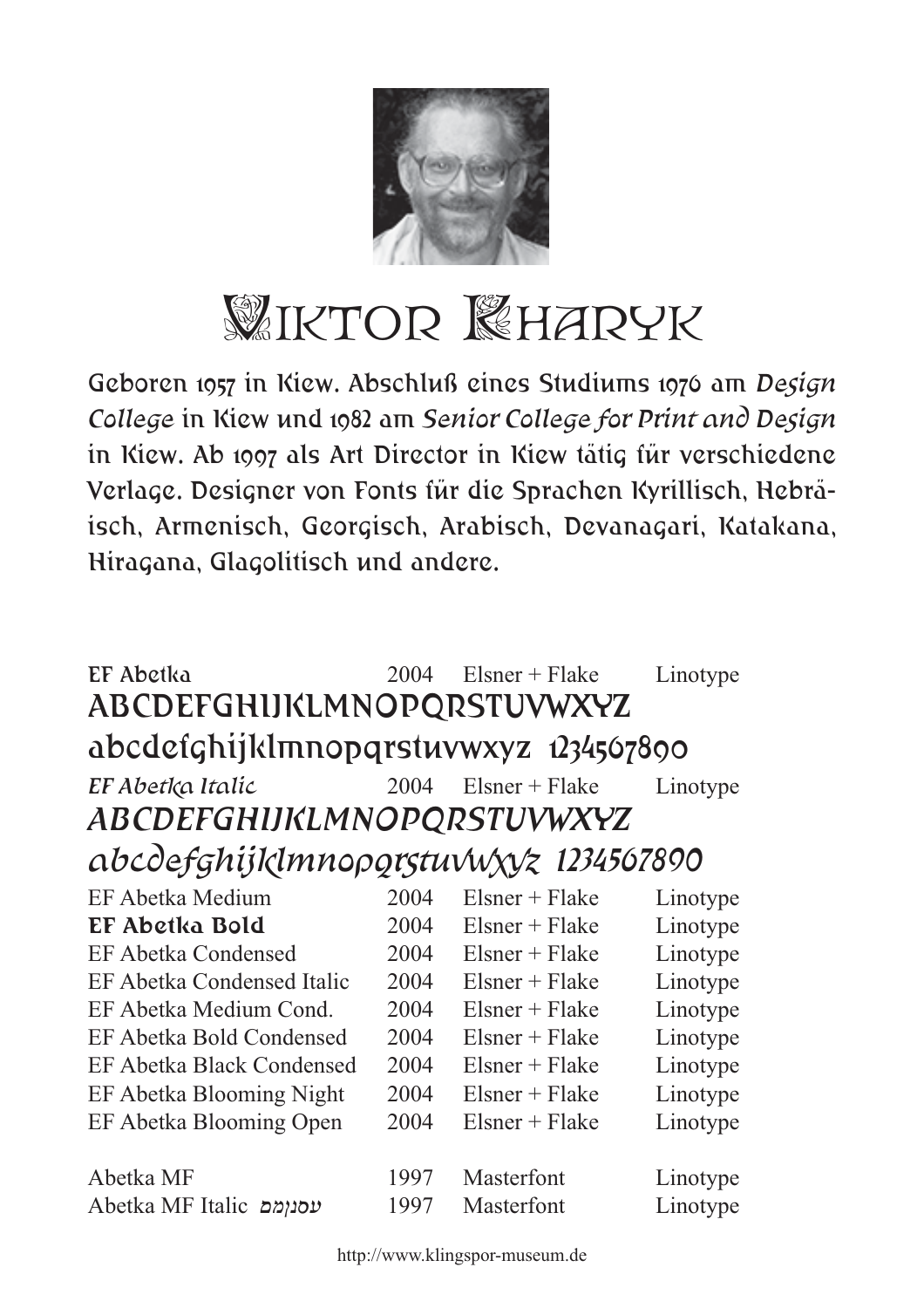# Viktor Kharyk

Geboren 1957 in Kiew. Abschluß eines Studiums 1976 am *Design College* in Kiew und 1982 am *Senior College for Print and Design* in Kiew. Ab 1997 als Art Director in Kiew tätig für verschiedene Verlage. Designer von Fonts für die Sprachen Kyrillisch, Hebräisch, Armenisch, Georgisch, Arabisch, Devanagari, Katakana, Hiragana, Glagolitisch und andere.

| Font | Jahr | Hersteller | Vertrieb |
|---|---|---|---|
| EF Abetka | 2004 | Elsner + Flake | Linotype |

ABCDEFGHIJKLMNOPQRSTUVWXYZ
abcdefghijklmnopqrstuvwxyz 1234567890

| Font | Jahr | Hersteller | Vertrieb |
|---|---|---|---|
| *EF Abetka Italic* | 2004 | Elsner + Flake | Linotype |

*ABCDEFGHIJKLMNOPQRSTUVWXYZ*
*abcdefghijklmnopqrstuvwxyz 1234567890*

| Font | Jahr | Hersteller | Vertrieb |
|---|---|---|---|
| EF Abetka Medium | 2004 | Elsner + Flake | Linotype |
| **EF Abetka Bold** | 2004 | Elsner + Flake | Linotype |
| EF Abetka Condensed | 2004 | Elsner + Flake | Linotype |
| EF Abetka Condensed Italic | 2004 | Elsner + Flake | Linotype |
| EF Abetka Medium Cond. | 2004 | Elsner + Flake | Linotype |
| EF Abetka Bold Condensed | 2004 | Elsner + Flake | Linotype |
| EF Abetka Black Condensed | 2004 | Elsner + Flake | Linotype |
| EF Abetka Blooming Night | 2004 | Elsner + Flake | Linotype |
| EF Abetka Blooming Open | 2004 | Elsner + Flake | Linotype |
| Abetka MF | 1997 | Masterfont | Linotype |
| Abetka MF Italic *עסנומם* | 1997 | Masterfont | Linotype |

http://www.klingspor-museum.de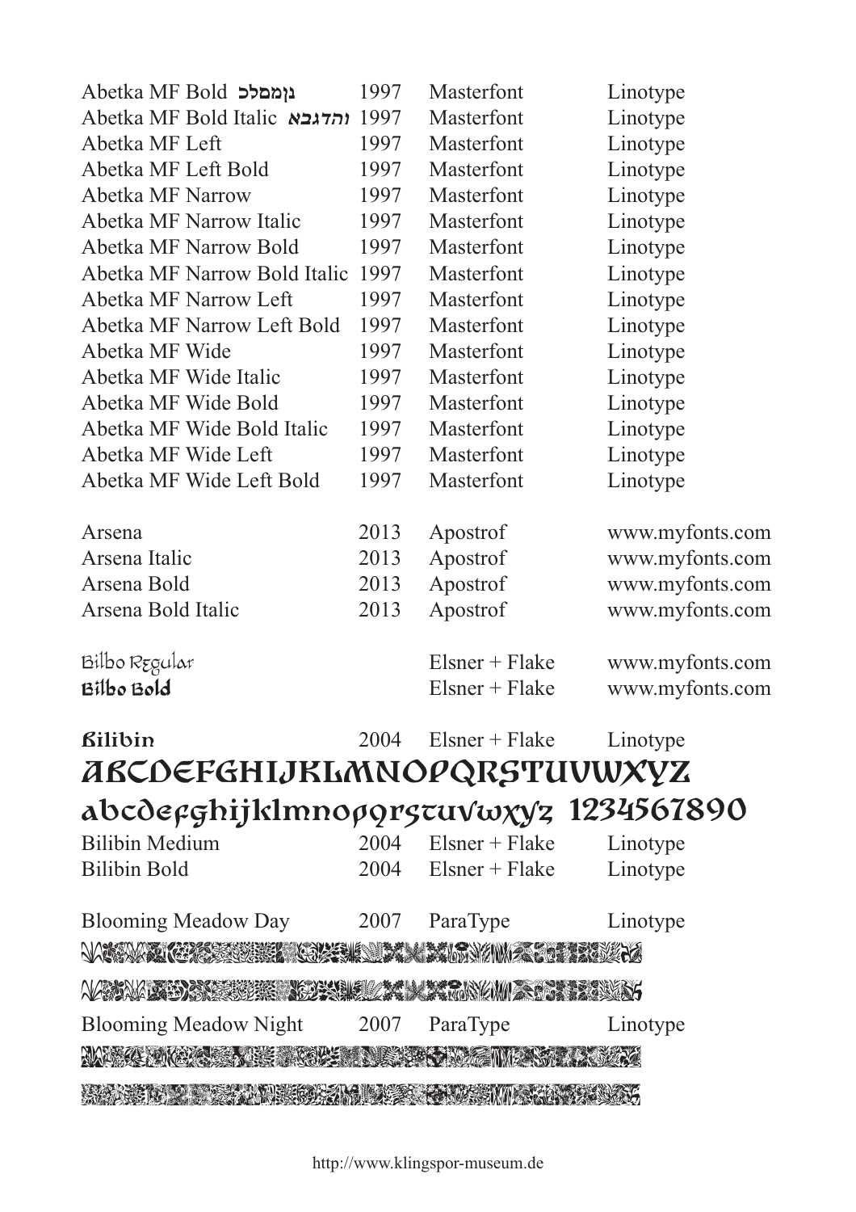| Font | Year | Designer | Source |
|---|---|---|---|
| Abetka MF Bold נןמםלכ | 1997 | Masterfont | Linotype |
| Abetka MF Bold Italic והדגבא | 1997 | Masterfont | Linotype |
| Abetka MF Left | 1997 | Masterfont | Linotype |
| Abetka MF Left Bold | 1997 | Masterfont | Linotype |
| Abetka MF Narrow | 1997 | Masterfont | Linotype |
| Abetka MF Narrow Italic | 1997 | Masterfont | Linotype |
| Abetka MF Narrow Bold | 1997 | Masterfont | Linotype |
| Abetka MF Narrow Bold Italic | 1997 | Masterfont | Linotype |
| Abetka MF Narrow Left | 1997 | Masterfont | Linotype |
| Abetka MF Narrow Left Bold | 1997 | Masterfont | Linotype |
| Abetka MF Wide | 1997 | Masterfont | Linotype |
| Abetka MF Wide Italic | 1997 | Masterfont | Linotype |
| Abetka MF Wide Bold | 1997 | Masterfont | Linotype |
| Abetka MF Wide Bold Italic | 1997 | Masterfont | Linotype |
| Abetka MF Wide Left | 1997 | Masterfont | Linotype |
| Abetka MF Wide Left Bold | 1997 | Masterfont | Linotype |
| | | | |
| Arsena | 2013 | Apostrof | www.myfonts.com |
| Arsena Italic | 2013 | Apostrof | www.myfonts.com |
| Arsena Bold | 2013 | Apostrof | www.myfonts.com |
| Arsena Bold Italic | 2013 | Apostrof | www.myfonts.com |
| | | | |
| Bilbo Regular | | Elsner + Flake | www.myfonts.com |
| **Bilbo Bold** | | Elsner + Flake | www.myfonts.com |
| | | | |
| **Bilibin** | 2004 | Elsner + Flake | Linotype |

ABCDEFGHIJKLMNOPQRSTUVWXYZ
abcdefghijklmnopqrstuvwxyz 1234567890

| Font | Year | Designer | Source |
|---|---|---|---|
| Bilibin Medium | 2004 | Elsner + Flake | Linotype |
| Bilibin Bold | 2004 | Elsner + Flake | Linotype |
| | | | |
| Blooming Meadow Day | 2007 | ParaType | Linotype |
| Blooming Meadow Night | 2007 | ParaType | Linotype |

http://www.klingspor-museum.de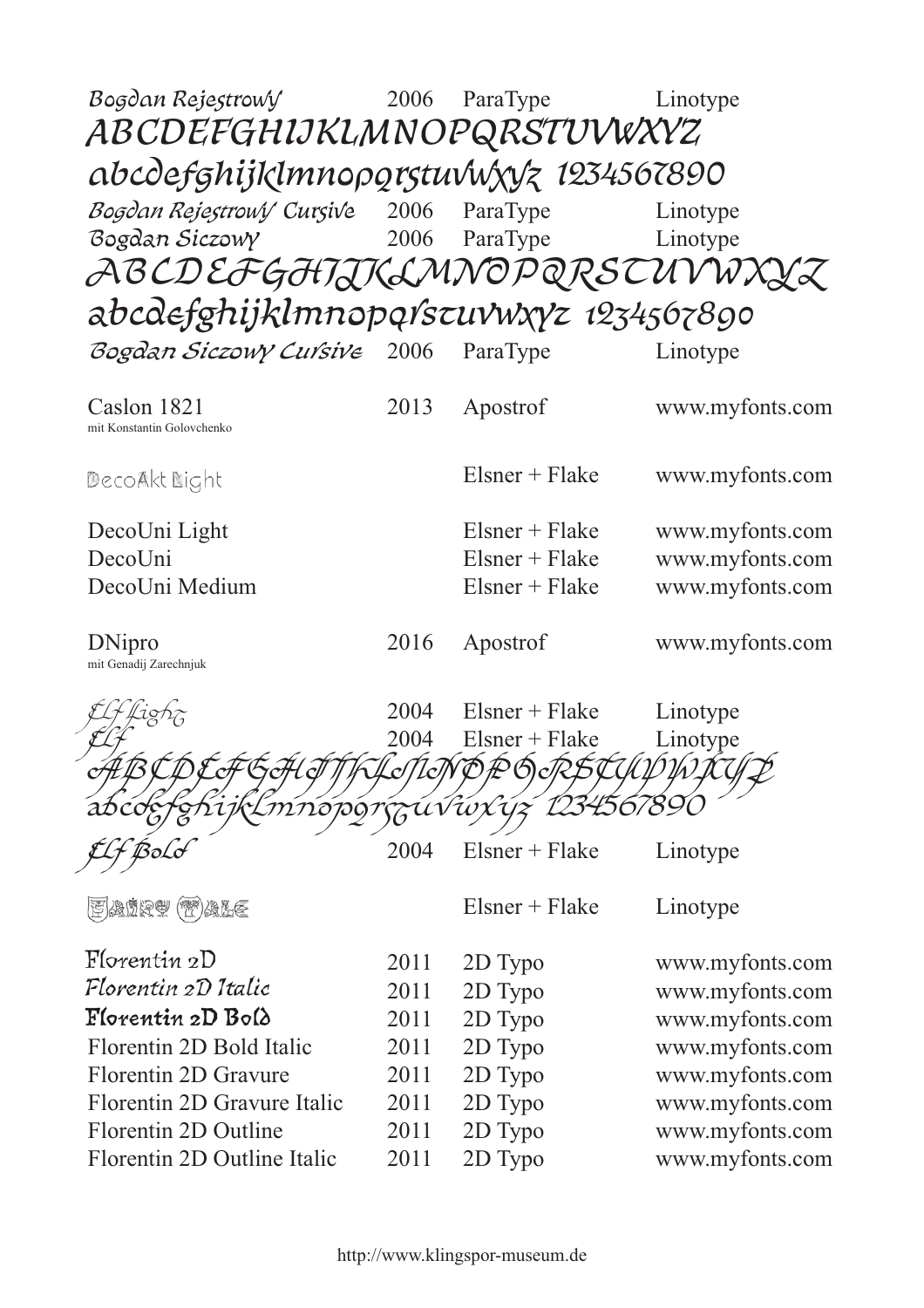| | | | |
|---|---|---|---|
| Bogdan Rejestrowy | 2006 | ParaType | Linotype |

ABCDEFGHIJKLMNOPQRSTUVWXYZ
abcdefghijklmnopqrstuvwxyz 1234567890

| | | | |
|---|---|---|---|
| Bogdan Rejestrowy Cursive | 2006 | ParaType | Linotype |
| Bogdan Siczowy | 2006 | ParaType | Linotype |

ABCDEFGHIJKLMNOPQRSTUVWXYZ
abcdefghijklmnopqrstuvwxyz 1234567890

| | | | |
|---|---|---|---|
| Bogdan Siczowy Cursive | 2006 | ParaType | Linotype |
| Caslon 1821<br>mit Konstantin Golovchenko | 2013 | Apostrof | www.myfonts.com |
| DecoAkt Light | | Elsner + Flake | www.myfonts.com |
| DecoUni Light | | Elsner + Flake | www.myfonts.com |
| DecoUni | | Elsner + Flake | www.myfonts.com |
| DecoUni Medium | | Elsner + Flake | www.myfonts.com |
| DNipro<br>mit Genadij Zarechnjuk | 2016 | Apostrof | www.myfonts.com |
| Elf Light | 2004 | Elsner + Flake | Linotype |
| Elf | 2004 | Elsner + Flake | Linotype |

ABCDEFGHIJKLMNOPQRSTUVWXYZ
abcdefghijklmnopqrstuvwxyz 1234567890

| | | | |
|---|---|---|---|
| Elf Bold | 2004 | Elsner + Flake | Linotype |
| Fairy Tale | | Elsner + Flake | Linotype |
| Florentin 2D | 2011 | 2D Typo | www.myfonts.com |
| Florentin 2D Italic | 2011 | 2D Typo | www.myfonts.com |
| Florentin 2D Bold | 2011 | 2D Typo | www.myfonts.com |
| Florentin 2D Bold Italic | 2011 | 2D Typo | www.myfonts.com |
| Florentin 2D Gravure | 2011 | 2D Typo | www.myfonts.com |
| Florentin 2D Gravure Italic | 2011 | 2D Typo | www.myfonts.com |
| Florentin 2D Outline | 2011 | 2D Typo | www.myfonts.com |
| Florentin 2D Outline Italic | 2011 | 2D Typo | www.myfonts.com |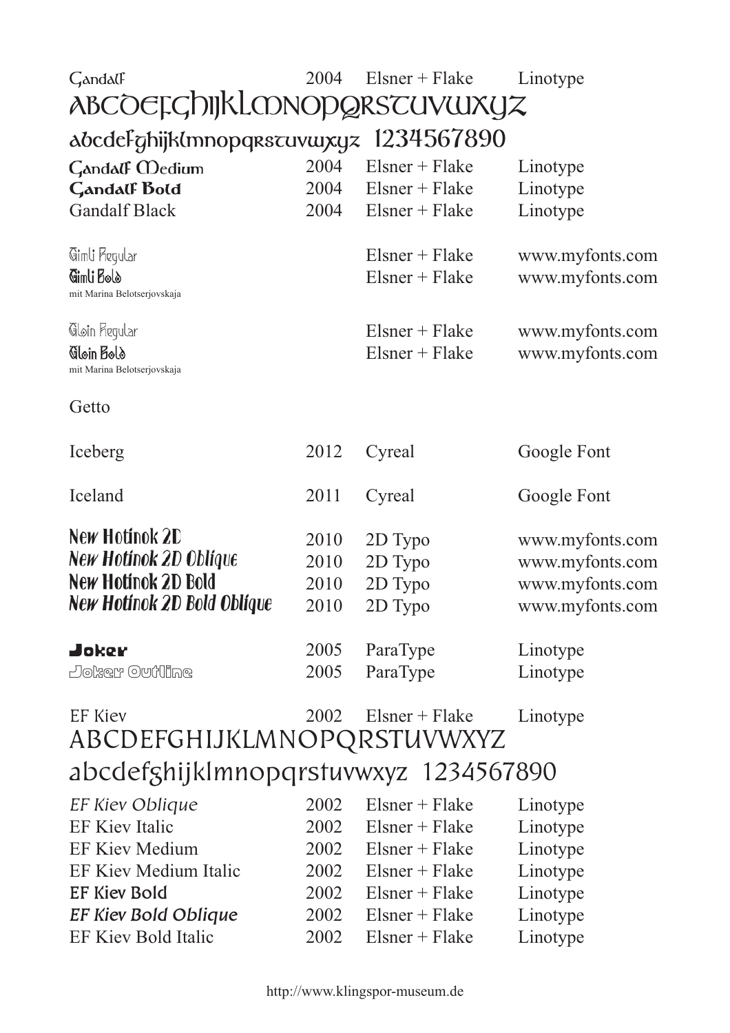| | | | |
|---|---|---|---|
| Gandalf | 2004 | Elsner + Flake | Linotype |

ABCDEFGHIJKLMNOPQRSTUVWXYZ
abcdefghijklmnopqrstuvwxyz 1234567890

| | | | |
|---|---|---|---|
| Gandalf Medium | 2004 | Elsner + Flake | Linotype |
| **Gandalf Bold** | 2004 | Elsner + Flake | Linotype |
| Gandalf Black | 2004 | Elsner + Flake | Linotype |
| | | | |
| Gimli Regular | | Elsner + Flake | www.myfonts.com |
| **Gimli Bold** | | Elsner + Flake | www.myfonts.com |
| mit Marina Belotserjovskaja | | | |
| | | | |
| Gloin Regular | | Elsner + Flake | www.myfonts.com |
| **Gloin Bold** | | Elsner + Flake | www.myfonts.com |
| mit Marina Belotserjovskaja | | | |
| | | | |
| Getto | | | |
| | | | |
| Iceberg | 2012 | Cyreal | Google Font |
| | | | |
| Iceland | 2011 | Cyreal | Google Font |
| | | | |
| New Hotinok 2D | 2010 | 2D Typo | www.myfonts.com |
| *New Hotinok 2D Oblique* | 2010 | 2D Typo | www.myfonts.com |
| **New Hotinok 2D Bold** | 2010 | 2D Typo | www.myfonts.com |
| ***New Hotinok 2D Bold Oblique*** | 2010 | 2D Typo | www.myfonts.com |
| | | | |
| **Joker** | 2005 | ParaType | Linotype |
| Joker Outline | 2005 | ParaType | Linotype |
| | | | |
| EF Kiev | 2002 | Elsner + Flake | Linotype |

ABCDEFGHIJKLMNOPQRSTUVWXYZ
abcdefghijklmnopqrstuvwxyz 1234567890

| | | | |
|---|---|---|---|
| *EF Kiev Oblique* | 2002 | Elsner + Flake | Linotype |
| EF Kiev Italic | 2002 | Elsner + Flake | Linotype |
| EF Kiev Medium | 2002 | Elsner + Flake | Linotype |
| EF Kiev Medium Italic | 2002 | Elsner + Flake | Linotype |
| **EF Kiev Bold** | 2002 | Elsner + Flake | Linotype |
| ***EF Kiev Bold Oblique*** | 2002 | Elsner + Flake | Linotype |
| EF Kiev Bold Italic | 2002 | Elsner + Flake | Linotype |

http://www.klingspor-museum.de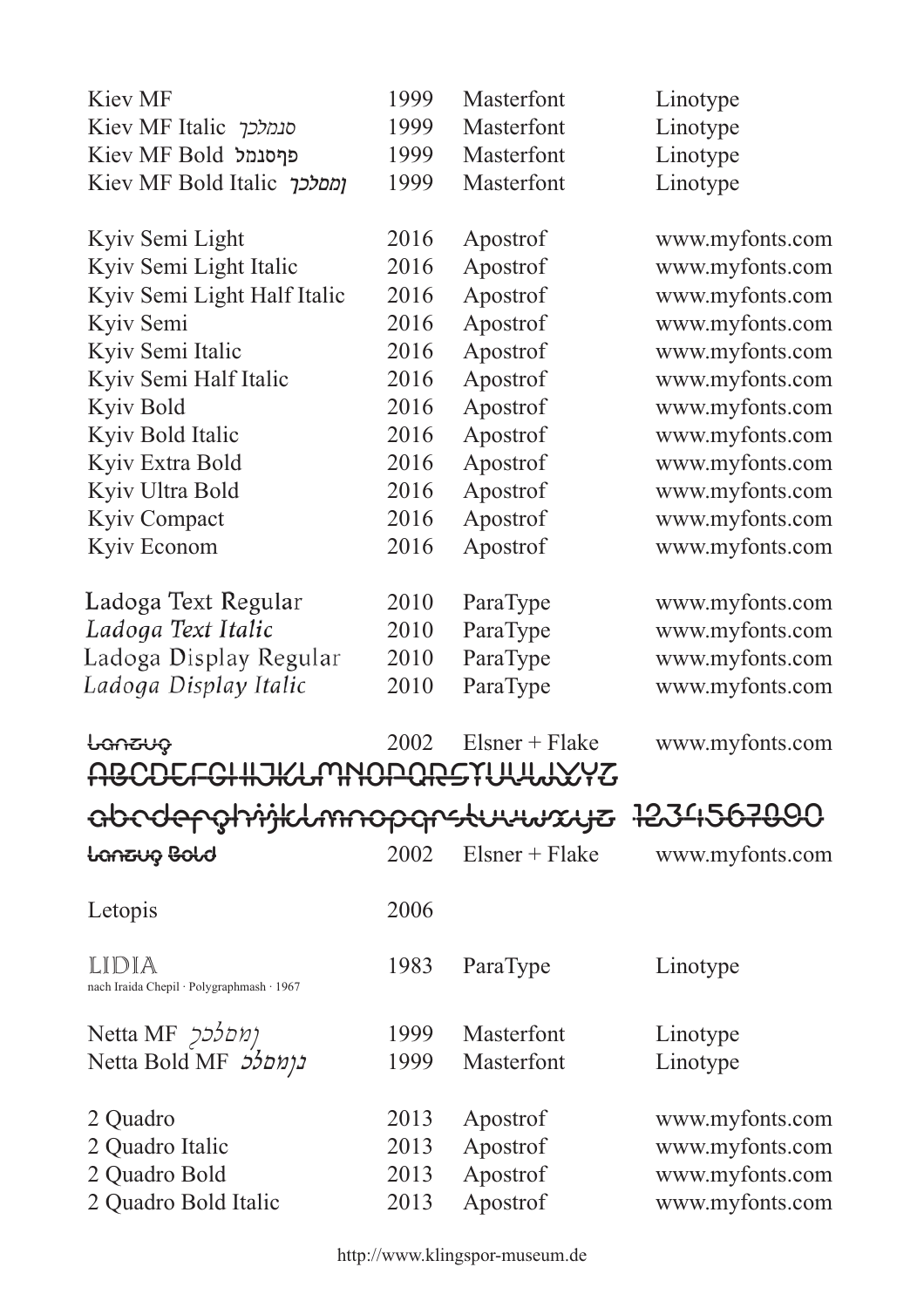| | | | |
|---|---|---|---|
| Kiev MF | 1999 | Masterfont | Linotype |
| Kiev MF Italic סנמלכך | 1999 | Masterfont | Linotype |
| Kiev MF Bold פףסנמל | 1999 | Masterfont | Linotype |
| Kiev MF Bold Italic ומםלכך | 1999 | Masterfont | Linotype |
| | | | |
| Kyiv Semi Light | 2016 | Apostrof | www.myfonts.com |
| Kyiv Semi Light Italic | 2016 | Apostrof | www.myfonts.com |
| Kyiv Semi Light Half Italic | 2016 | Apostrof | www.myfonts.com |
| Kyiv Semi | 2016 | Apostrof | www.myfonts.com |
| Kyiv Semi Italic | 2016 | Apostrof | www.myfonts.com |
| Kyiv Semi Half Italic | 2016 | Apostrof | www.myfonts.com |
| Kyiv Bold | 2016 | Apostrof | www.myfonts.com |
| Kyiv Bold Italic | 2016 | Apostrof | www.myfonts.com |
| Kyiv Extra Bold | 2016 | Apostrof | www.myfonts.com |
| Kyiv Ultra Bold | 2016 | Apostrof | www.myfonts.com |
| Kyiv Compact | 2016 | Apostrof | www.myfonts.com |
| Kyiv Econom | 2016 | Apostrof | www.myfonts.com |
| | | | |
| Ladoga Text Regular | 2010 | ParaType | www.myfonts.com |
| *Ladoga Text Italic* | 2010 | ParaType | www.myfonts.com |
| Ladoga Display Regular | 2010 | ParaType | www.myfonts.com |
| *Ladoga Display Italic* | 2010 | ParaType | www.myfonts.com |
| | | | |
| Lanzug | 2002 | Elsner + Flake | www.myfonts.com |
| ABCDEFGHIJKLMNOPQRSTUVWXYZ | | | |
| abcdefghijklmnopqrstuvwxyz 1234567890 | | | |
| **Lanzug Bold** | 2002 | Elsner + Flake | www.myfonts.com |
| | | | |
| Letopis | 2006 | | |
| | | | |
| LIDIA<br>nach Iraida Chepil · Polygraphmash · 1967 | 1983 | ParaType | Linotype |
| | | | |
| Netta MF ןמםלכך | 1999 | Masterfont | Linotype |
| Netta Bold MF נןמםלכ | 1999 | Masterfont | Linotype |
| | | | |
| 2 Quadro | 2013 | Apostrof | www.myfonts.com |
| 2 Quadro Italic | 2013 | Apostrof | www.myfonts.com |
| 2 Quadro Bold | 2013 | Apostrof | www.myfonts.com |
| 2 Quadro Bold Italic | 2013 | Apostrof | www.myfonts.com |

http://www.klingspor-museum.de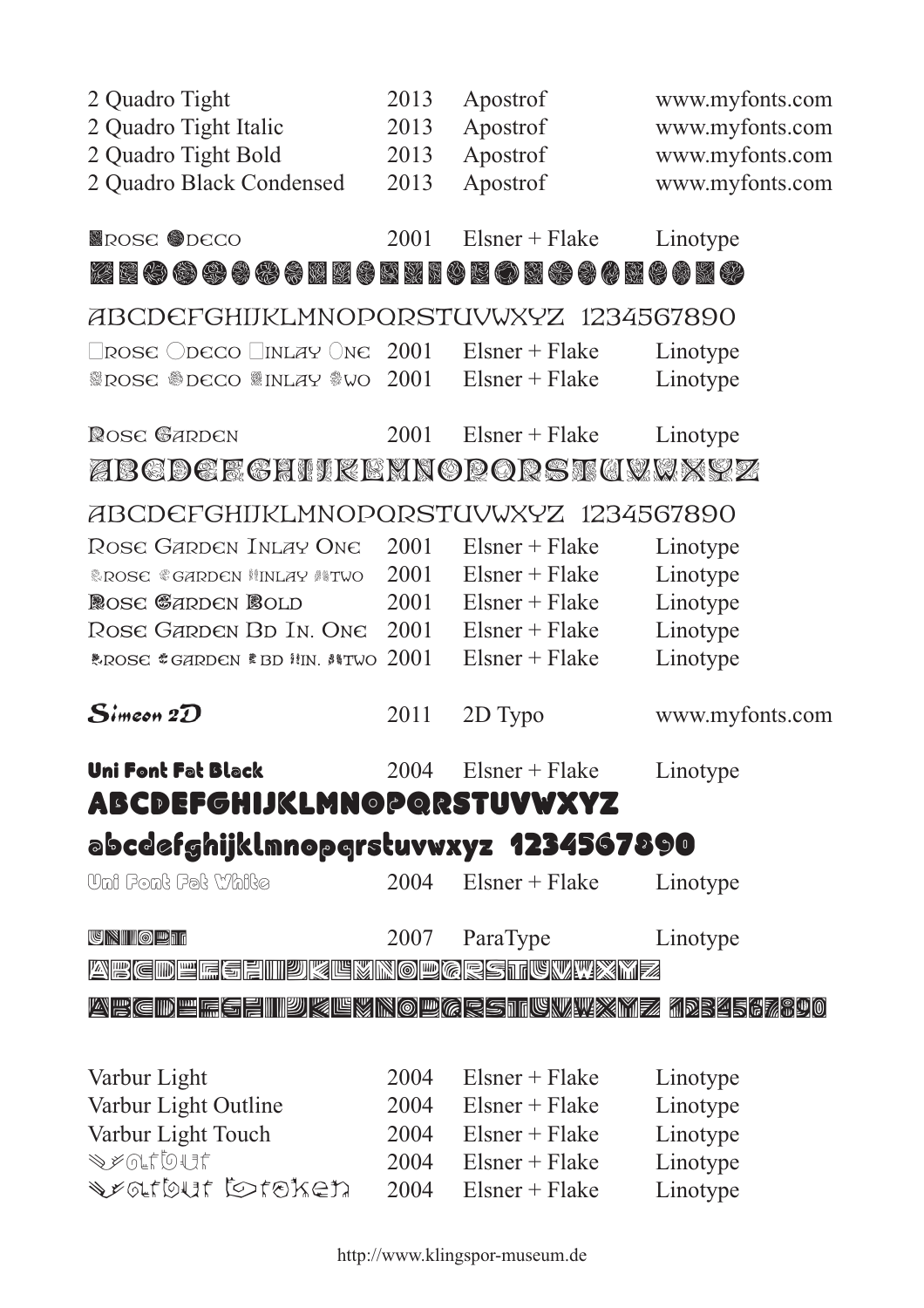| | | | |
|---|---|---|---|
| 2 Quadro Tight | 2013 | Apostrof | www.myfonts.com |
| 2 Quadro Tight Italic | 2013 | Apostrof | www.myfonts.com |
| 2 Quadro Tight Bold | 2013 | Apostrof | www.myfonts.com |
| 2 Quadro Black Condensed | 2013 | Apostrof | www.myfonts.com |
| Rose Deco | 2001 | Elsner + Flake | Linotype |

ABCDEFGHIJKLMNOPQRSTUVWXYZ 1234567890

| | | | |
|---|---|---|---|
| Rose Deco Inlay One | 2001 | Elsner + Flake | Linotype |
| Rose Deco Inlay Two | 2001 | Elsner + Flake | Linotype |
| Rose Garden | 2001 | Elsner + Flake | Linotype |

ABCDEFGHIJKLMNOPQRSTUVWXYZ

ABCDEFGHIJKLMNOPQRSTUVWXYZ 1234567890

| | | | |
|---|---|---|---|
| Rose Garden Inlay One | 2001 | Elsner + Flake | Linotype |
| Rose Garden Inlay Two | 2001 | Elsner + Flake | Linotype |
| Rose Garden Bold | 2001 | Elsner + Flake | Linotype |
| Rose Garden Bd In. One | 2001 | Elsner + Flake | Linotype |
| Rose Garden Bd In. Two | 2001 | Elsner + Flake | Linotype |
| Simeon 2D | 2011 | 2D Typo | www.myfonts.com |
| Uni Font Fat Black | 2004 | Elsner + Flake | Linotype |

ABCDEFGHIJKLMNOPQRSTUVWXYZ

abcdefghijklmnopqrstuvwxyz 1234567890

| | | | |
|---|---|---|---|
| Uni Font Fat White | 2004 | Elsner + Flake | Linotype |
| Uniopt | 2007 | ParaType | Linotype |

ABCDEFGHIJKLMNOPQRSTUVWXYZ

ABCDEFGHIJKLMNOPQRSTUVWXYZ 1234567890

| | | | |
|---|---|---|---|
| Varbur Light | 2004 | Elsner + Flake | Linotype |
| Varbur Light Outline | 2004 | Elsner + Flake | Linotype |
| Varbur Light Touch | 2004 | Elsner + Flake | Linotype |
| Varbur | 2004 | Elsner + Flake | Linotype |
| Varbur Broken | 2004 | Elsner + Flake | Linotype |

http://www.klingspor-museum.de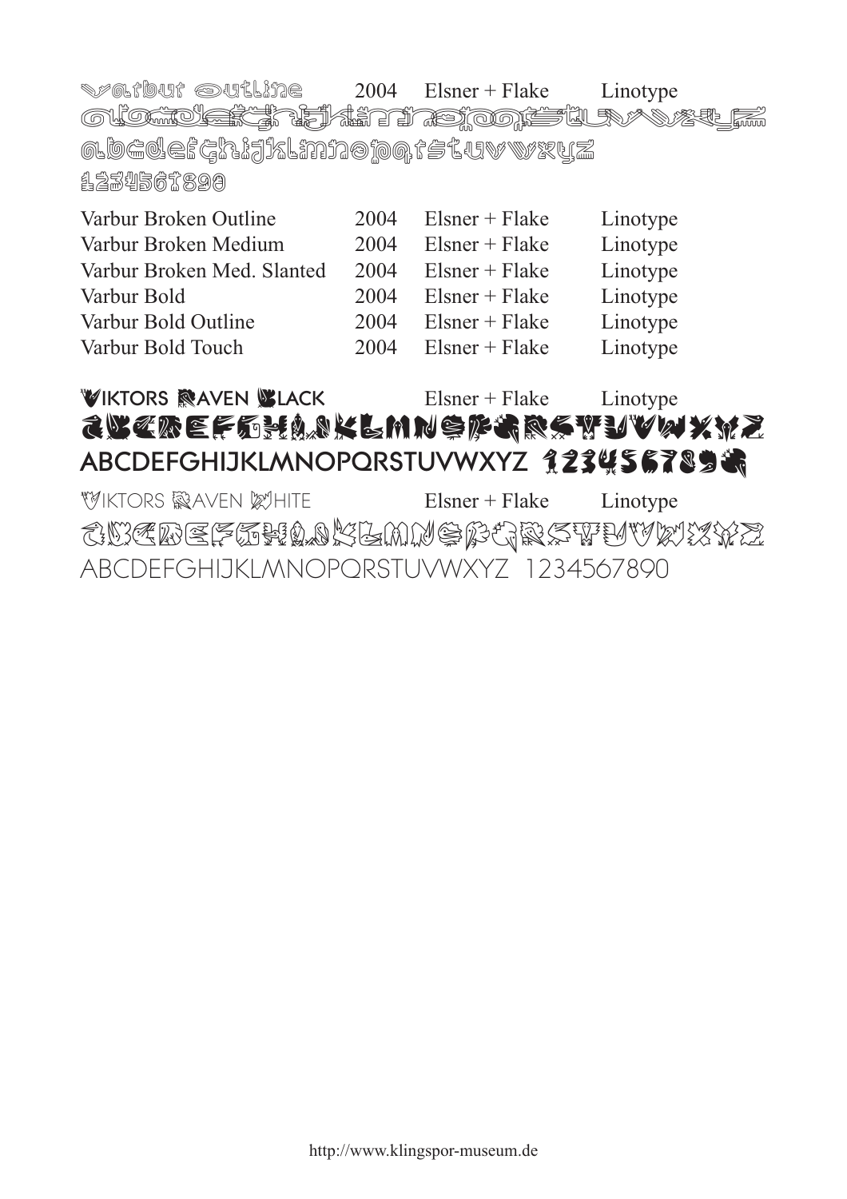| | | | |
|---|---|---|---|
| Varbur Outline | 2004 | Elsner + Flake | Linotype |

abcdefghijklmnopqrstuvwxyz
abcdefghijklmnopqrstuvwxyz
1234567890

| | | | |
|---|---|---|---|
| Varbur Broken Outline | 2004 | Elsner + Flake | Linotype |
| Varbur Broken Medium | 2004 | Elsner + Flake | Linotype |
| Varbur Broken Med. Slanted | 2004 | Elsner + Flake | Linotype |
| Varbur Bold | 2004 | Elsner + Flake | Linotype |
| Varbur Bold Outline | 2004 | Elsner + Flake | Linotype |
| Varbur Bold Touch | 2004 | Elsner + Flake | Linotype |

| | | |
|---|---|---|
| VIKTORS RAVEN BLACK | Elsner + Flake | Linotype |

ABCDEFGHIJKLMNOPQRSTUVWXYZ
ABCDEFGHIJKLMNOPQRSTUVWXYZ 1234567890

| | | |
|---|---|---|
| VIKTORS RAVEN WHITE | Elsner + Flake | Linotype |

ABCDEFGHIJKLMNOPQRSTUVWXYZ
ABCDEFGHIJKLMNOPQRSTUVWXYZ 1234567890

http://www.klingspor-museum.de